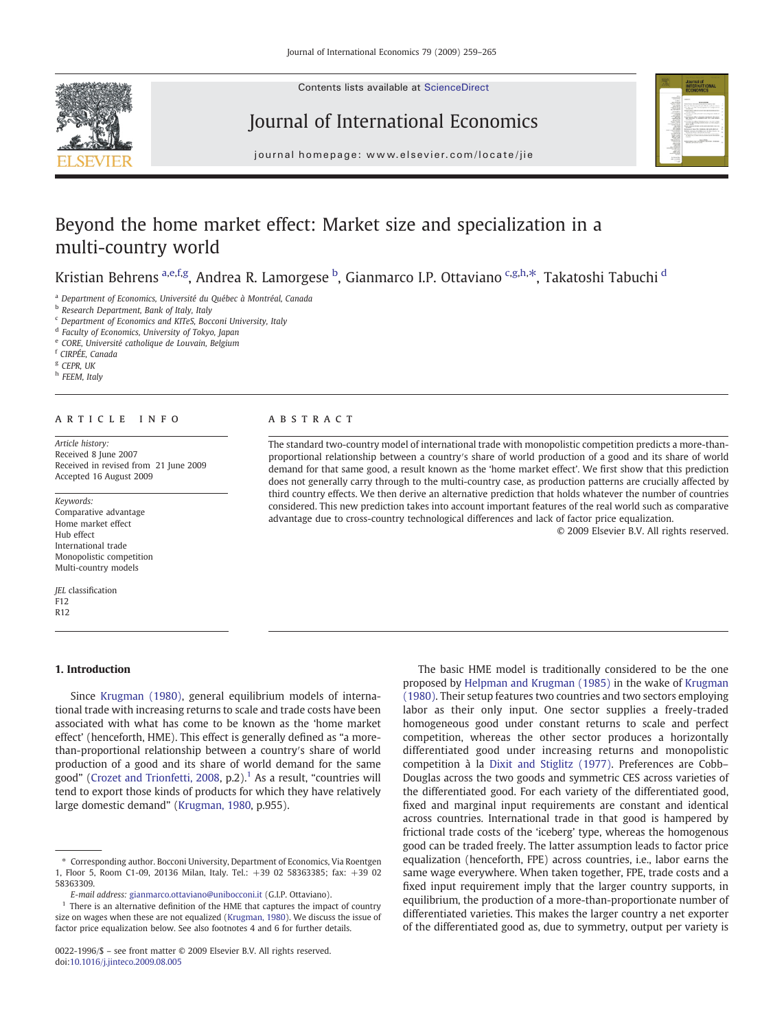# Beyond the home market effect: Market size and specialization in a multi-country world

Kristian Behrens [a,e,f,g], Andrea R. Lamorgese [b], Gianmarco I.P. Ottaviano [c,g,h,*], Takatoshi Tabuchi [d]

[a] Department of Economics, Université du Québec à Montréal, Canada
[b] Research Department, Bank of Italy, Italy
[c] Department of Economics and KITeS, Bocconi University, Italy
[d] Faculty of Economics, University of Tokyo, Japan
[e] CORE, Université catholique de Louvain, Belgium
[f] CIRPÉE, Canada
[g] CEPR, UK
[h] FEEM, Italy

## ARTICLE INFO

*Article history:*
Received 8 June 2007
Received in revised from 21 June 2009
Accepted 16 August 2009

*Keywords:*
Comparative advantage
Home market effect
Hub effect
International trade
Monopolistic competition
Multi-country models

*JEL classification*
F12
R12

## ABSTRACT

The standard two-country model of international trade with monopolistic competition predicts a more-than-proportional relationship between a country's share of world production of a good and its share of world demand for that same good, a result known as the 'home market effect'. We first show that this prediction does not generally carry through to the multi-country case, as production patterns are crucially affected by third country effects. We then derive an alternative prediction that holds whatever the number of countries considered. This new prediction takes into account important features of the real world such as comparative advantage due to cross-country technological differences and lack of factor price equalization.

© 2009 Elsevier B.V. All rights reserved.

## 1. Introduction

Since Krugman (1980), general equilibrium models of international trade with increasing returns to scale and trade costs have been associated with what has come to be known as the 'home market effect' (henceforth, HME). This effect is generally defined as "a more-than-proportional relationship between a country's share of world production of a good and its share of world demand for the same good" (Crozet and Trionfetti, 2008, p.2).[1] As a result, "countries will tend to export those kinds of products for which they have relatively large domestic demand" (Krugman, 1980, p.955).

The basic HME model is traditionally considered to be the one proposed by Helpman and Krugman (1985) in the wake of Krugman (1980). Their setup features two countries and two sectors employing labor as their only input. One sector supplies a freely-traded homogeneous good under constant returns to scale and perfect competition, whereas the other sector produces a horizontally differentiated good under increasing returns and monopolistic competition à la Dixit and Stiglitz (1977). Preferences are Cobb–Douglas across the two goods and symmetric CES across varieties of the differentiated good. For each variety of the differentiated good, fixed and marginal input requirements are constant and identical across countries. International trade in that good is hampered by frictional trade costs of the 'iceberg' type, whereas the homogenous good can be traded freely. The latter assumption leads to factor price equalization (henceforth, FPE) across countries, i.e., labor earns the same wage everywhere. When taken together, FPE, trade costs and a fixed input requirement imply that the larger country supports, in equilibrium, the production of a more-than-proportionate number of differentiated varieties. This makes the larger country a net exporter of the differentiated good as, due to symmetry, output per variety is

---

\* Corresponding author. Bocconi University, Department of Economics, Via Roentgen 1, Floor 5, Room C1-09, 20136 Milan, Italy. Tel.: +39 02 58363385; fax: +39 02 58363309.
E-mail address: gianmarco.ottaviano@unibocconi.it (G.I.P. Ottaviano).

[1] There is an alternative definition of the HME that captures the impact of country size on wages when these are not equalized (Krugman, 1980). We discuss the issue of factor price equalization below. See also footnotes 4 and 6 for further details.

0022-1996/$ – see front matter © 2009 Elsevier B.V. All rights reserved.
doi:10.1016/j.jinteco.2009.08.005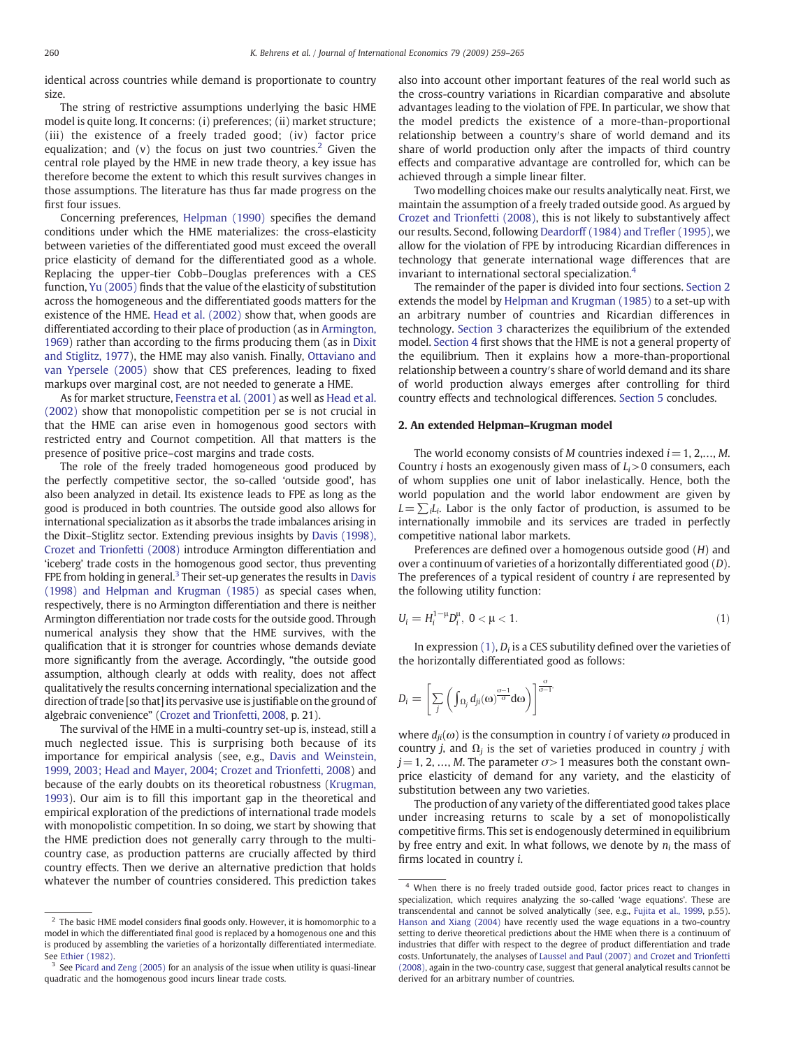identical across countries while demand is proportionate to country size.

The string of restrictive assumptions underlying the basic HME model is quite long. It concerns: (i) preferences; (ii) market structure; (iii) the existence of a freely traded good; (iv) factor price equalization; and (v) the focus on just two countries.[2] Given the central role played by the HME in new trade theory, a key issue has therefore become the extent to which this result survives changes in those assumptions. The literature has thus far made progress on the first four issues.

Concerning preferences, Helpman (1990) specifies the demand conditions under which the HME materializes: the cross-elasticity between varieties of the differentiated good must exceed the overall price elasticity of demand for the differentiated good as a whole. Replacing the upper-tier Cobb–Douglas preferences with a CES function, Yu (2005) finds that the value of the elasticity of substitution across the homogeneous and the differentiated goods matters for the existence of the HME. Head et al. (2002) show that, when goods are differentiated according to their place of production (as in Armington, 1969) rather than according to the firms producing them (as in Dixit and Stiglitz, 1977), the HME may also vanish. Finally, Ottaviano and van Ypersele (2005) show that CES preferences, leading to fixed markups over marginal cost, are not needed to generate a HME.

As for market structure, Feenstra et al. (2001) as well as Head et al. (2002) show that monopolistic competition per se is not crucial in that the HME can arise even in homogenous good sectors with restricted entry and Cournot competition. All that matters is the presence of positive price–cost margins and trade costs.

The role of the freely traded homogeneous good produced by the perfectly competitive sector, the so-called 'outside good', has also been analyzed in detail. Its existence leads to FPE as long as the good is produced in both countries. The outside good also allows for international specialization as it absorbs the trade imbalances arising in the Dixit–Stiglitz sector. Extending previous insights by Davis (1998), Crozet and Trionfetti (2008) introduce Armington differentiation and 'iceberg' trade costs in the homogenous good sector, thus preventing FPE from holding in general.[3] Their set-up generates the results in Davis (1998) and Helpman and Krugman (1985) as special cases when, respectively, there is no Armington differentiation and there is neither Armington differentiation nor trade costs for the outside good. Through numerical analysis they show that the HME survives, with the qualification that it is stronger for countries whose demands deviate more significantly from the average. Accordingly, "the outside good assumption, although clearly at odds with reality, does not affect qualitatively the results concerning international specialization and the direction of trade [so that] its pervasive use is justifiable on the ground of algebraic convenience" (Crozet and Trionfetti, 2008, p. 21).

The survival of the HME in a multi-country set-up is, instead, still a much neglected issue. This is surprising both because of its importance for empirical analysis (see, e.g., Davis and Weinstein, 1999, 2003; Head and Mayer, 2004; Crozet and Trionfetti, 2008) and because of the early doubts on its theoretical robustness (Krugman, 1993). Our aim is to fill this important gap in the theoretical and empirical exploration of the predictions of international trade models with monopolistic competition. In so doing, we start by showing that the HME prediction does not generally carry through to the multi-country case, as production patterns are crucially affected by third country effects. Then we derive an alternative prediction that holds whatever the number of countries considered. This prediction takes also into account other important features of the real world such as the cross-country variations in Ricardian comparative and absolute advantages leading to the violation of FPE. In particular, we show that the model predicts the existence of a more-than-proportional relationship between a country's share of world demand and its share of world production only after the impacts of third country effects and comparative advantage are controlled for, which can be achieved through a simple linear filter.

Two modelling choices make our results analytically neat. First, we maintain the assumption of a freely traded outside good. As argued by Crozet and Trionfetti (2008), this is not likely to substantively affect our results. Second, following Deardorff (1984) and Trefler (1995), we allow for the violation of FPE by introducing Ricardian differences in technology that generate international wage differences that are invariant to international sectoral specialization.[4]

The remainder of the paper is divided into four sections. Section 2 extends the model by Helpman and Krugman (1985) to a set-up with an arbitrary number of countries and Ricardian differences in technology. Section 3 characterizes the equilibrium of the extended model. Section 4 first shows that the HME is not a general property of the equilibrium. Then it explains how a more-than-proportional relationship between a country's share of world demand and its share of world production always emerges after controlling for third country effects and technological differences. Section 5 concludes.

## 2. An extended Helpman–Krugman model

The world economy consists of $M$ countries indexed $i = 1, 2, \ldots, M$. Country $i$ hosts an exogenously given mass of $L_i > 0$ consumers, each of whom supplies one unit of labor inelastically. Hence, both the world population and the world labor endowment are given by $L = \sum_i L_i$. Labor is the only factor of production, is assumed to be internationally immobile and its services are traded in perfectly competitive national labor markets.

Preferences are defined over a homogenous outside good ($H$) and over a continuum of varieties of a horizontally differentiated good ($D$). The preferences of a typical resident of country $i$ are represented by the following utility function:

$$U_i = H_i^{1-\mu} D_i^{\mu}, \; 0 < \mu < 1. \tag{1}$$

In expression (1), $D_i$ is a CES subutility defined over the varieties of the horizontally differentiated good as follows:

$$D_i = \left[ \sum_j \left( \int_{\Omega_j} d_{ji}(\omega)^{\frac{\sigma-1}{\sigma}} \mathrm{d}\omega \right) \right]^{\frac{\sigma}{\sigma-1}}$$

where $d_{ji}(\omega)$ is the consumption in country $i$ of variety $\omega$ produced in country $j$, and $\Omega_j$ is the set of varieties produced in country $j$ with $j = 1, 2, \ldots, M$. The parameter $\sigma > 1$ measures both the constant own-price elasticity of demand for any variety, and the elasticity of substitution between any two varieties.

The production of any variety of the differentiated good takes place under increasing returns to scale by a set of monopolistically competitive firms. This set is endogenously determined in equilibrium by free entry and exit. In what follows, we denote by $n_i$ the mass of firms located in country $i$.

---

[2] The basic HME model considers final goods only. However, it is homomorphic to a model in which the differentiated final good is replaced by a homogenous one and this is produced by assembling the varieties of a horizontally differentiated intermediate. See Ethier (1982).

[3] See Picard and Zeng (2005) for an analysis of the issue when utility is quasi-linear quadratic and the homogenous good incurs linear trade costs.

[4] When there is no freely traded outside good, factor prices react to changes in specialization, which requires analyzing the so-called 'wage equations'. These are transcendental and cannot be solved analytically (see, e.g., Fujita et al., 1999, p.55). Hanson and Xiang (2004) have recently used the wage equations in a two-country setting to derive theoretical predictions about the HME when there is a continuum of industries that differ with respect to the degree of product differentiation and trade costs. Unfortunately, the analyses of Laussel and Paul (2007) and Crozet and Trionfetti (2008), again in the two-country case, suggest that general analytical results cannot be derived for an arbitrary number of countries.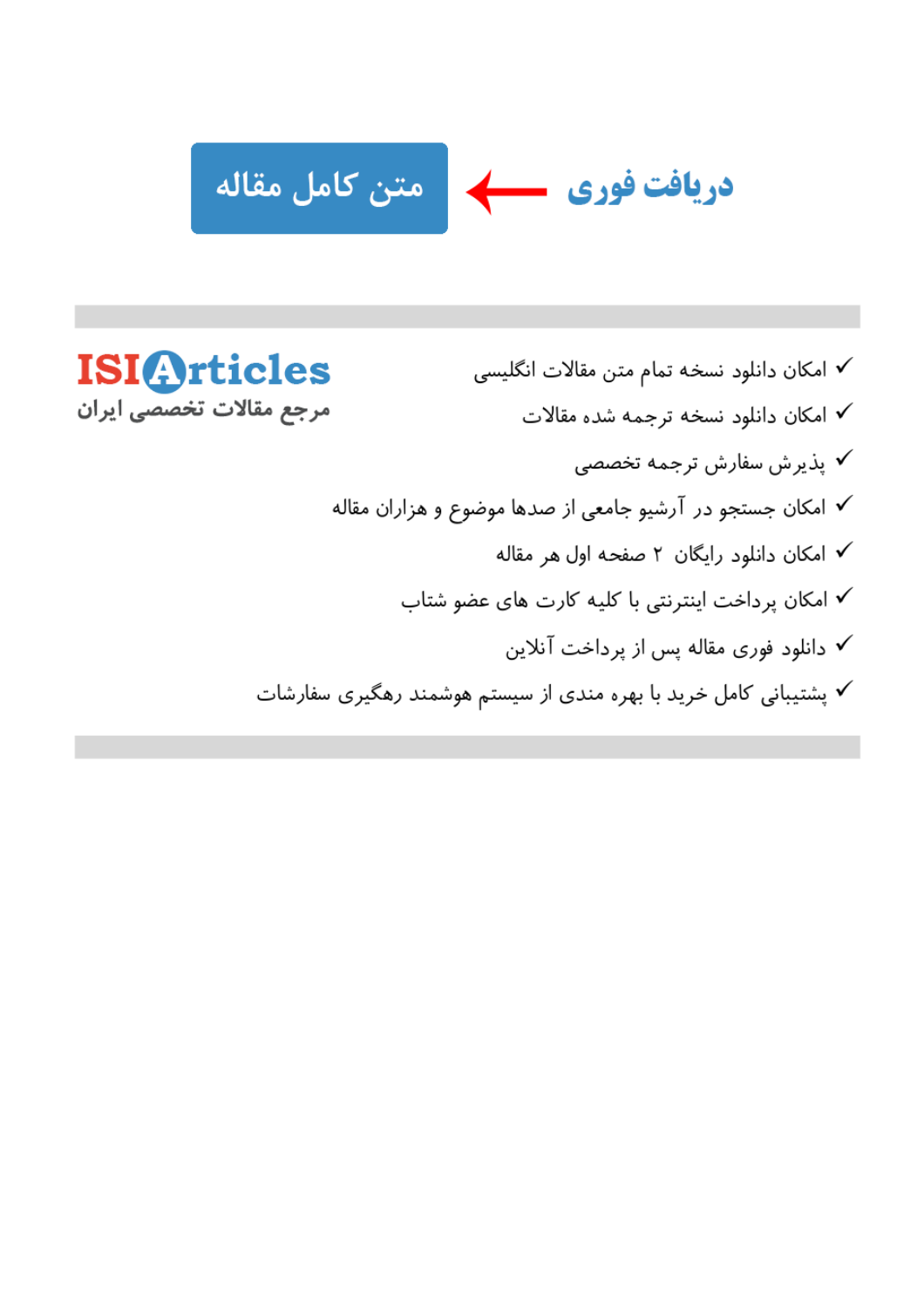دریافت فوری ← متن کامل مقاله

**ISIArticles**
مرجع مقالات تخصصی ایران

- ✓ امکان دانلود نسخه تمام متن مقالات انگلیسی
- ✓ امکان دانلود نسخه ترجمه شده مقالات
- ✓ پذیرش سفارش ترجمه تخصصی
- ✓ امکان جستجو در آرشیو جامعی از صدها موضوع و هزاران مقاله
- ✓ امکان دانلود رایگان ۲ صفحه اول هر مقاله
- ✓ امکان پرداخت اینترنتی با کلیه کارت های عضو شتاب
- ✓ دانلود فوری مقاله پس از پرداخت آنلاین
- ✓ پشتیبانی کامل خرید با بهره مندی از سیستم هوشمند رهگیری سفارشات